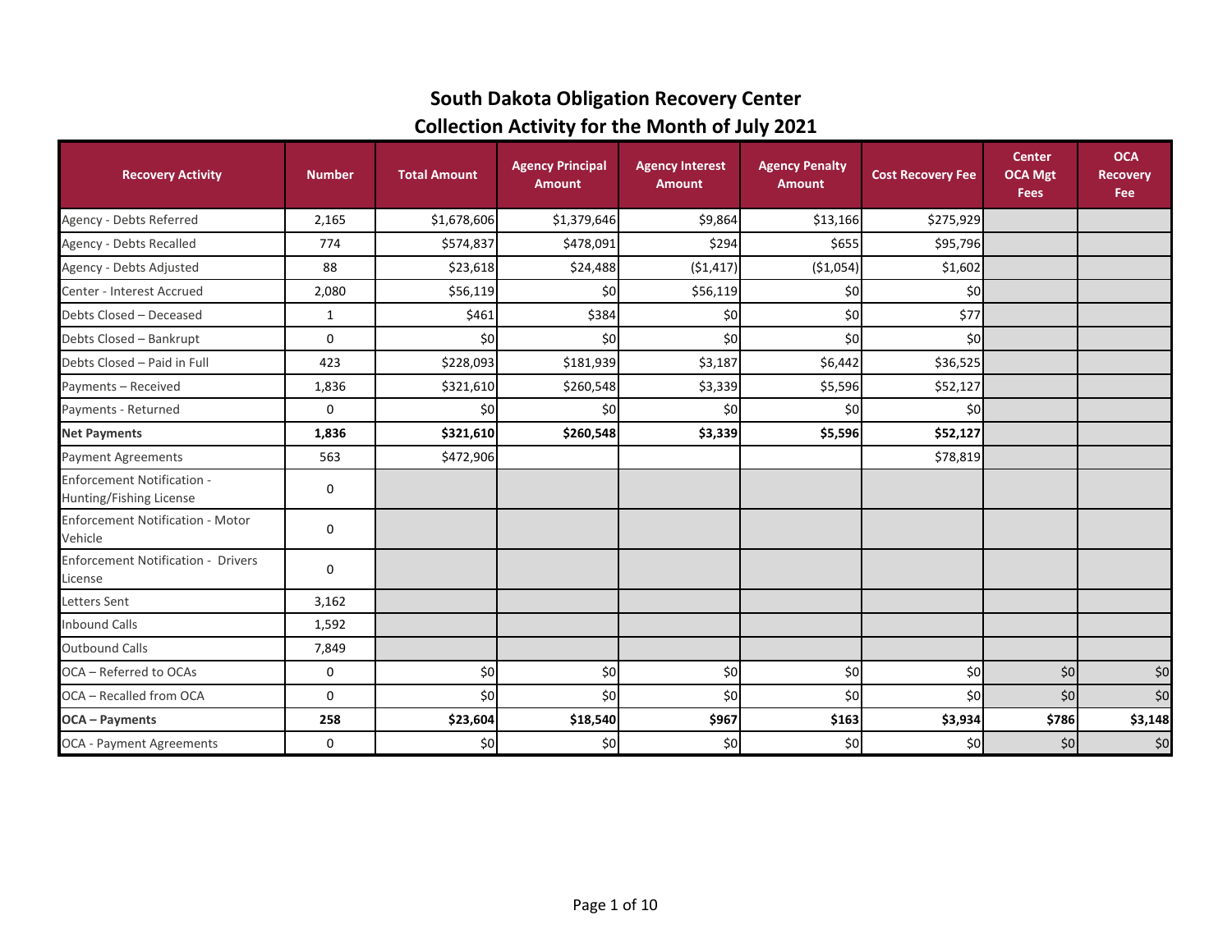# South Dakota Obligation Recovery Center

## Collection Activity for the Month of July 2021

| Recovery Activity | Number | Total Amount | Agency Principal Amount | Agency Interest Amount | Agency Penalty Amount | Cost Recovery Fee | Center OCA Mgt Fees | OCA Recovery Fee |
|---|---|---|---|---|---|---|---|---|
| Agency - Debts Referred | 2,165 | $1,678,606 | $1,379,646 | $9,864 | $13,166 | $275,929 | | |
| Agency - Debts Recalled | 774 | $574,837 | $478,091 | $294 | $655 | $95,796 | | |
| Agency - Debts Adjusted | 88 | $23,618 | $24,488 | ($1,417) | ($1,054) | $1,602 | | |
| Center - Interest Accrued | 2,080 | $56,119 | $0 | $56,119 | $0 | $0 | | |
| Debts Closed – Deceased | 1 | $461 | $384 | $0 | $0 | $77 | | |
| Debts Closed – Bankrupt | 0 | $0 | $0 | $0 | $0 | $0 | | |
| Debts Closed – Paid in Full | 423 | $228,093 | $181,939 | $3,187 | $6,442 | $36,525 | | |
| Payments – Received | 1,836 | $321,610 | $260,548 | $3,339 | $5,596 | $52,127 | | |
| Payments - Returned | 0 | $0 | $0 | $0 | $0 | $0 | | |
| **Net Payments** | **1,836** | **$321,610** | **$260,548** | **$3,339** | **$5,596** | **$52,127** | | |
| Payment Agreements | 563 | $472,906 | | | | $78,819 | | |
| Enforcement Notification - Hunting/Fishing License | 0 | | | | | | | |
| Enforcement Notification - Motor Vehicle | 0 | | | | | | | |
| Enforcement Notification - Drivers License | 0 | | | | | | | |
| Letters Sent | 3,162 | | | | | | | |
| Inbound Calls | 1,592 | | | | | | | |
| Outbound Calls | 7,849 | | | | | | | |
| OCA – Referred to OCAs | 0 | $0 | $0 | $0 | $0 | $0 | $0 | $0 |
| OCA – Recalled from OCA | 0 | $0 | $0 | $0 | $0 | $0 | $0 | $0 |
| **OCA – Payments** | **258** | **$23,604** | **$18,540** | **$967** | **$163** | **$3,934** | **$786** | **$3,148** |
| OCA - Payment Agreements | 0 | $0 | $0 | $0 | $0 | $0 | $0 | $0 |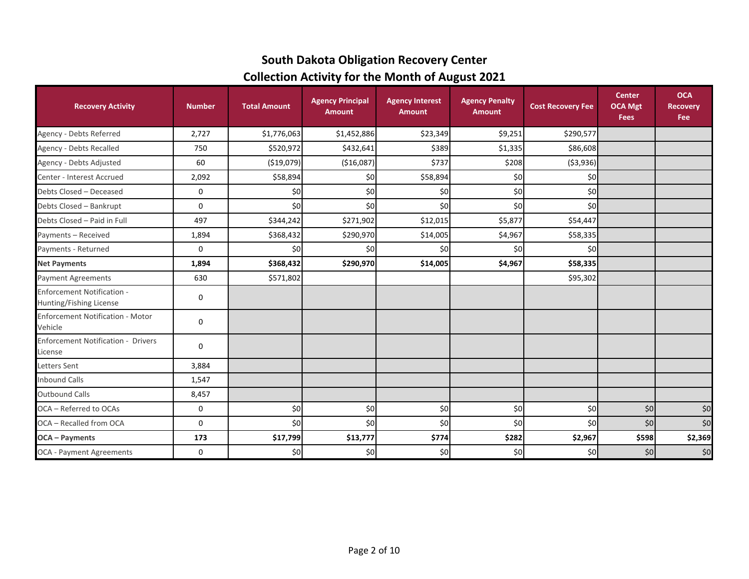# South Dakota Obligation Recovery Center
## Collection Activity for the Month of August 2021

| Recovery Activity | Number | Total Amount | Agency Principal Amount | Agency Interest Amount | Agency Penalty Amount | Cost Recovery Fee | Center OCA Mgt Fees | OCA Recovery Fee |
|---|---|---|---|---|---|---|---|---|
| Agency - Debts Referred | 2,727 | $1,776,063 | $1,452,886 | $23,349 | $9,251 | $290,577 | | |
| Agency - Debts Recalled | 750 | $520,972 | $432,641 | $389 | $1,335 | $86,608 | | |
| Agency - Debts Adjusted | 60 | ($19,079) | ($16,087) | $737 | $208 | ($3,936) | | |
| Center - Interest Accrued | 2,092 | $58,894 | $0 | $58,894 | $0 | $0 | | |
| Debts Closed – Deceased | 0 | $0 | $0 | $0 | $0 | $0 | | |
| Debts Closed – Bankrupt | 0 | $0 | $0 | $0 | $0 | $0 | | |
| Debts Closed – Paid in Full | 497 | $344,242 | $271,902 | $12,015 | $5,877 | $54,447 | | |
| Payments – Received | 1,894 | $368,432 | $290,970 | $14,005 | $4,967 | $58,335 | | |
| Payments - Returned | 0 | $0 | $0 | $0 | $0 | $0 | | |
| **Net Payments** | **1,894** | **$368,432** | **$290,970** | **$14,005** | **$4,967** | **$58,335** | | |
| Payment Agreements | 630 | $571,802 | | | | $95,302 | | |
| Enforcement Notification - Hunting/Fishing License | 0 | | | | | | | |
| Enforcement Notification - Motor Vehicle | 0 | | | | | | | |
| Enforcement Notification - Drivers License | 0 | | | | | | | |
| Letters Sent | 3,884 | | | | | | | |
| Inbound Calls | 1,547 | | | | | | | |
| Outbound Calls | 8,457 | | | | | | | |
| OCA – Referred to OCAs | 0 | $0 | $0 | $0 | $0 | $0 | $0 | $0 |
| OCA – Recalled from OCA | 0 | $0 | $0 | $0 | $0 | $0 | $0 | $0 |
| **OCA – Payments** | **173** | **$17,799** | **$13,777** | **$774** | **$282** | **$2,967** | **$598** | **$2,369** |
| OCA - Payment Agreements | 0 | $0 | $0 | $0 | $0 | $0 | $0 | $0 |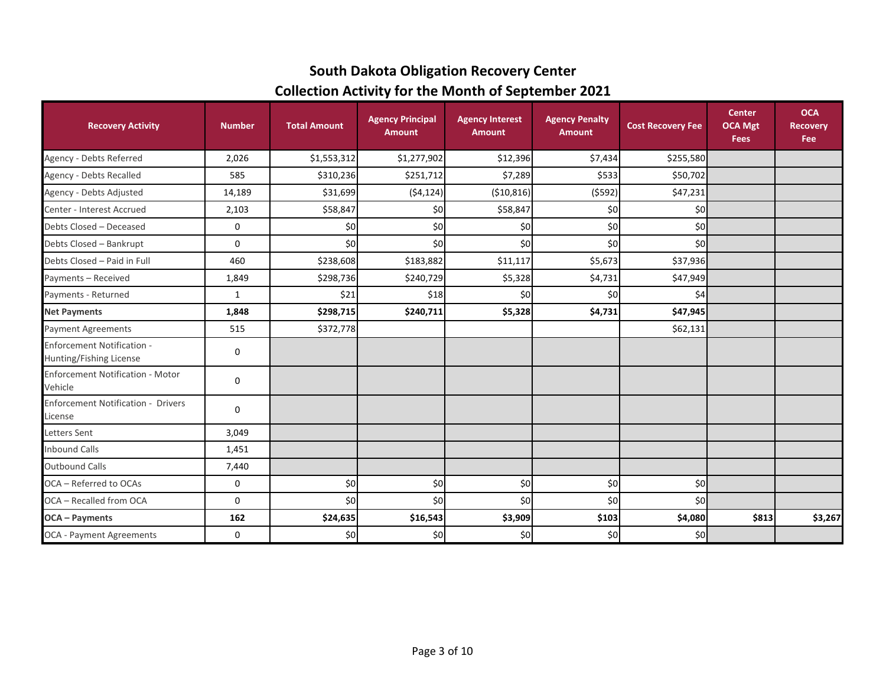# South Dakota Obligation Recovery Center
## Collection Activity for the Month of September 2021

| Recovery Activity | Number | Total Amount | Agency Principal Amount | Agency Interest Amount | Agency Penalty Amount | Cost Recovery Fee | Center OCA Mgt Fees | OCA Recovery Fee |
|---|---|---|---|---|---|---|---|---|
| Agency - Debts Referred | 2,026 | $1,553,312 | $1,277,902 | $12,396 | $7,434 | $255,580 | | |
| Agency - Debts Recalled | 585 | $310,236 | $251,712 | $7,289 | $533 | $50,702 | | |
| Agency - Debts Adjusted | 14,189 | $31,699 | ($4,124) | ($10,816) | ($592) | $47,231 | | |
| Center - Interest Accrued | 2,103 | $58,847 | $0 | $58,847 | $0 | $0 | | |
| Debts Closed – Deceased | 0 | $0 | $0 | $0 | $0 | $0 | | |
| Debts Closed – Bankrupt | 0 | $0 | $0 | $0 | $0 | $0 | | |
| Debts Closed – Paid in Full | 460 | $238,608 | $183,882 | $11,117 | $5,673 | $37,936 | | |
| Payments – Received | 1,849 | $298,736 | $240,729 | $5,328 | $4,731 | $47,949 | | |
| Payments - Returned | 1 | $21 | $18 | $0 | $0 | $4 | | |
| **Net Payments** | **1,848** | **$298,715** | **$240,711** | **$5,328** | **$4,731** | **$47,945** | | |
| Payment Agreements | 515 | $372,778 | | | | $62,131 | | |
| Enforcement Notification - Hunting/Fishing License | 0 | | | | | | | |
| Enforcement Notification - Motor Vehicle | 0 | | | | | | | |
| Enforcement Notification - Drivers License | 0 | | | | | | | |
| Letters Sent | 3,049 | | | | | | | |
| Inbound Calls | 1,451 | | | | | | | |
| Outbound Calls | 7,440 | | | | | | | |
| OCA – Referred to OCAs | 0 | $0 | $0 | $0 | $0 | $0 | | |
| OCA – Recalled from OCA | 0 | $0 | $0 | $0 | $0 | $0 | | |
| **OCA – Payments** | **162** | **$24,635** | **$16,543** | **$3,909** | **$103** | **$4,080** | **$813** | **$3,267** |
| OCA - Payment Agreements | 0 | $0 | $0 | $0 | $0 | $0 | | |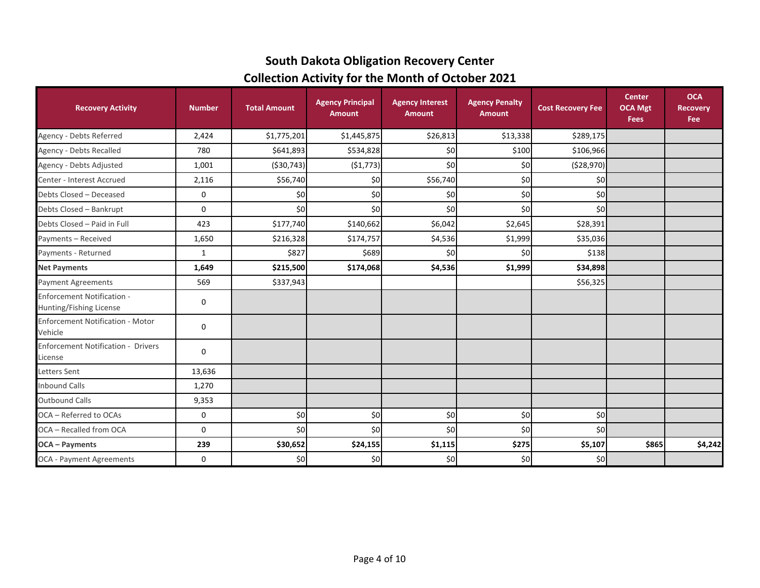## South Dakota Obligation Recovery Center
## Collection Activity for the Month of October 2021

| Recovery Activity | Number | Total Amount | Agency Principal Amount | Agency Interest Amount | Agency Penalty Amount | Cost Recovery Fee | Center OCA Mgt Fees | OCA Recovery Fee |
|---|---|---|---|---|---|---|---|---|
| Agency - Debts Referred | 2,424 | $1,775,201 | $1,445,875 | $26,813 | $13,338 | $289,175 | | |
| Agency - Debts Recalled | 780 | $641,893 | $534,828 | $0 | $100 | $106,966 | | |
| Agency - Debts Adjusted | 1,001 | ($30,743) | ($1,773) | $0 | $0 | ($28,970) | | |
| Center - Interest Accrued | 2,116 | $56,740 | $0 | $56,740 | $0 | $0 | | |
| Debts Closed – Deceased | 0 | $0 | $0 | $0 | $0 | $0 | | |
| Debts Closed – Bankrupt | 0 | $0 | $0 | $0 | $0 | $0 | | |
| Debts Closed – Paid in Full | 423 | $177,740 | $140,662 | $6,042 | $2,645 | $28,391 | | |
| Payments – Received | 1,650 | $216,328 | $174,757 | $4,536 | $1,999 | $35,036 | | |
| Payments - Returned | 1 | $827 | $689 | $0 | $0 | $138 | | |
| **Net Payments** | **1,649** | **$215,500** | **$174,068** | **$4,536** | **$1,999** | **$34,898** | | |
| Payment Agreements | 569 | $337,943 | | | | $56,325 | | |
| Enforcement Notification - Hunting/Fishing License | 0 | | | | | | | |
| Enforcement Notification - Motor Vehicle | 0 | | | | | | | |
| Enforcement Notification - Drivers License | 0 | | | | | | | |
| Letters Sent | 13,636 | | | | | | | |
| Inbound Calls | 1,270 | | | | | | | |
| Outbound Calls | 9,353 | | | | | | | |
| OCA – Referred to OCAs | 0 | $0 | $0 | $0 | $0 | $0 | | |
| OCA – Recalled from OCA | 0 | $0 | $0 | $0 | $0 | $0 | | |
| **OCA – Payments** | **239** | **$30,652** | **$24,155** | **$1,115** | **$275** | **$5,107** | **$865** | **$4,242** |
| OCA - Payment Agreements | 0 | $0 | $0 | $0 | $0 | $0 | | |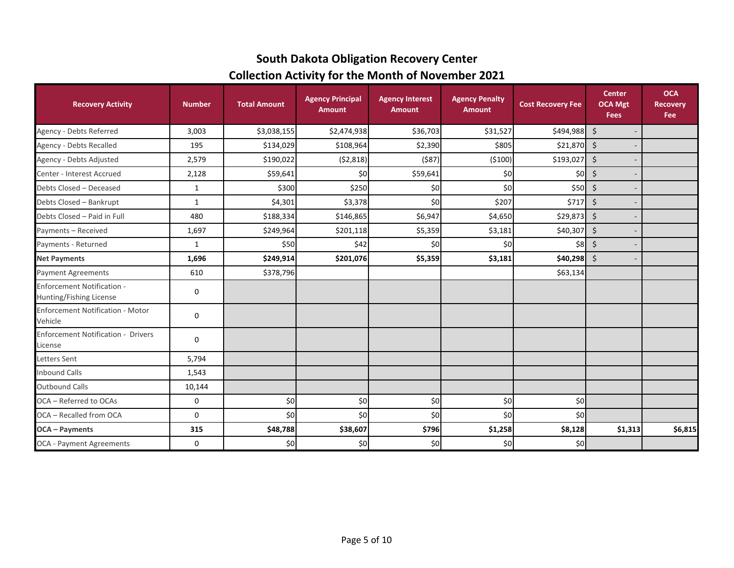# South Dakota Obligation Recovery Center

## Collection Activity for the Month of November 2021

| Recovery Activity | Number | Total Amount | Agency Principal Amount | Agency Interest Amount | Agency Penalty Amount | Cost Recovery Fee | Center OCA Mgt Fees | OCA Recovery Fee |
|---|---|---|---|---|---|---|---|---|
| Agency - Debts Referred | 3,003 | $3,038,155 | $2,474,938 | $36,703 | $31,527 | $494,988 | $ - | |
| Agency - Debts Recalled | 195 | $134,029 | $108,964 | $2,390 | $805 | $21,870 | $ - | |
| Agency - Debts Adjusted | 2,579 | $190,022 | ($2,818) | ($87) | ($100) | $193,027 | $ - | |
| Center - Interest Accrued | 2,128 | $59,641 | $0 | $59,641 | $0 | $0 | $ - | |
| Debts Closed – Deceased | 1 | $300 | $250 | $0 | $0 | $50 | $ - | |
| Debts Closed – Bankrupt | 1 | $4,301 | $3,378 | $0 | $207 | $717 | $ - | |
| Debts Closed – Paid in Full | 480 | $188,334 | $146,865 | $6,947 | $4,650 | $29,873 | $ - | |
| Payments – Received | 1,697 | $249,964 | $201,118 | $5,359 | $3,181 | $40,307 | $ - | |
| Payments - Returned | 1 | $50 | $42 | $0 | $0 | $8 | $ - | |
| **Net Payments** | **1,696** | **$249,914** | **$201,076** | **$5,359** | **$3,181** | **$40,298** | $ - | |
| Payment Agreements | 610 | $378,796 | | | | $63,134 | | |
| Enforcement Notification - Hunting/Fishing License | 0 | | | | | | | |
| Enforcement Notification - Motor Vehicle | 0 | | | | | | | |
| Enforcement Notification - Drivers License | 0 | | | | | | | |
| Letters Sent | 5,794 | | | | | | | |
| Inbound Calls | 1,543 | | | | | | | |
| Outbound Calls | 10,144 | | | | | | | |
| OCA – Referred to OCAs | 0 | $0 | $0 | $0 | $0 | $0 | | |
| OCA – Recalled from OCA | 0 | $0 | $0 | $0 | $0 | $0 | | |
| **OCA – Payments** | **315** | **$48,788** | **$38,607** | **$796** | **$1,258** | **$8,128** | **$1,313** | **$6,815** |
| OCA - Payment Agreements | 0 | $0 | $0 | $0 | $0 | $0 | | |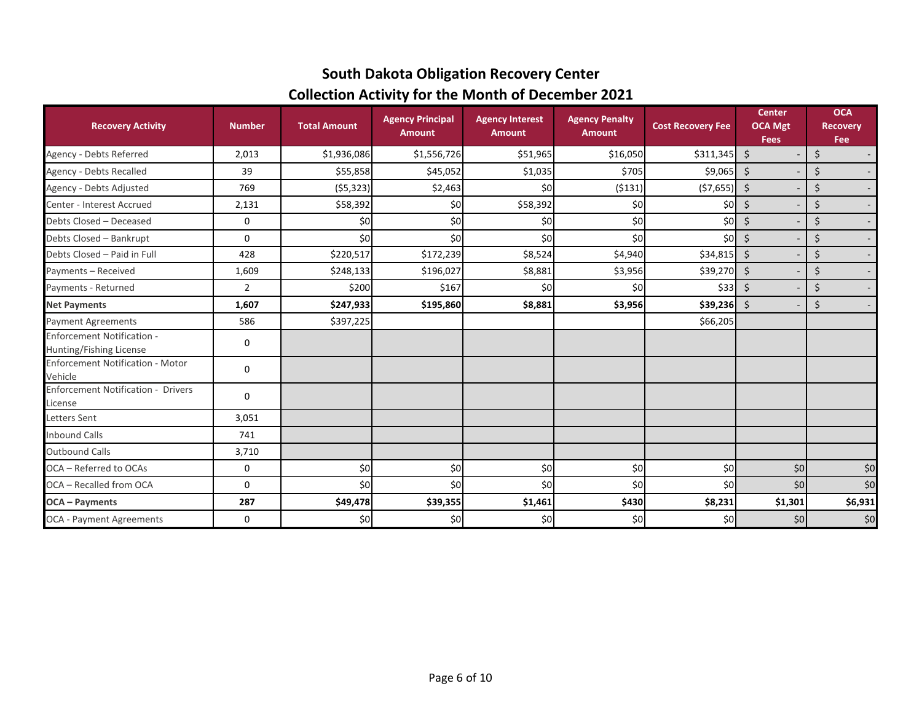# South Dakota Obligation Recovery Center
## Collection Activity for the Month of December 2021

| Recovery Activity | Number | Total Amount | Agency Principal Amount | Agency Interest Amount | Agency Penalty Amount | Cost Recovery Fee | Center OCA Mgt Fees | OCA Recovery Fee |
|---|---|---|---|---|---|---|---|---|
| Agency - Debts Referred | 2,013 | $1,936,086 | $1,556,726 | $51,965 | $16,050 | $311,345 | $ - | $ - |
| Agency - Debts Recalled | 39 | $55,858 | $45,052 | $1,035 | $705 | $9,065 | $ - | $ - |
| Agency - Debts Adjusted | 769 | ($5,323) | $2,463 | $0 | ($131) | ($7,655) | $ - | $ - |
| Center - Interest Accrued | 2,131 | $58,392 | $0 | $58,392 | $0 | $0 | $ - | $ - |
| Debts Closed – Deceased | 0 | $0 | $0 | $0 | $0 | $0 | $ - | $ - |
| Debts Closed – Bankrupt | 0 | $0 | $0 | $0 | $0 | $0 | $ - | $ - |
| Debts Closed – Paid in Full | 428 | $220,517 | $172,239 | $8,524 | $4,940 | $34,815 | $ - | $ - |
| Payments – Received | 1,609 | $248,133 | $196,027 | $8,881 | $3,956 | $39,270 | $ - | $ - |
| Payments - Returned | 2 | $200 | $167 | $0 | $0 | $33 | $ - | $ - |
| **Net Payments** | **1,607** | **$247,933** | **$195,860** | **$8,881** | **$3,956** | **$39,236** | $ - | $ - |
| Payment Agreements | 586 | $397,225 | | | | $66,205 | | |
| Enforcement Notification - Hunting/Fishing License | 0 | | | | | | | |
| Enforcement Notification - Motor Vehicle | 0 | | | | | | | |
| Enforcement Notification - Drivers License | 0 | | | | | | | |
| Letters Sent | 3,051 | | | | | | | |
| Inbound Calls | 741 | | | | | | | |
| Outbound Calls | 3,710 | | | | | | | |
| OCA – Referred to OCAs | 0 | $0 | $0 | $0 | $0 | $0 | $0 | $0 |
| OCA – Recalled from OCA | 0 | $0 | $0 | $0 | $0 | $0 | $0 | $0 |
| **OCA – Payments** | **287** | **$49,478** | **$39,355** | **$1,461** | **$430** | **$8,231** | **$1,301** | **$6,931** |
| OCA - Payment Agreements | 0 | $0 | $0 | $0 | $0 | $0 | $0 | $0 |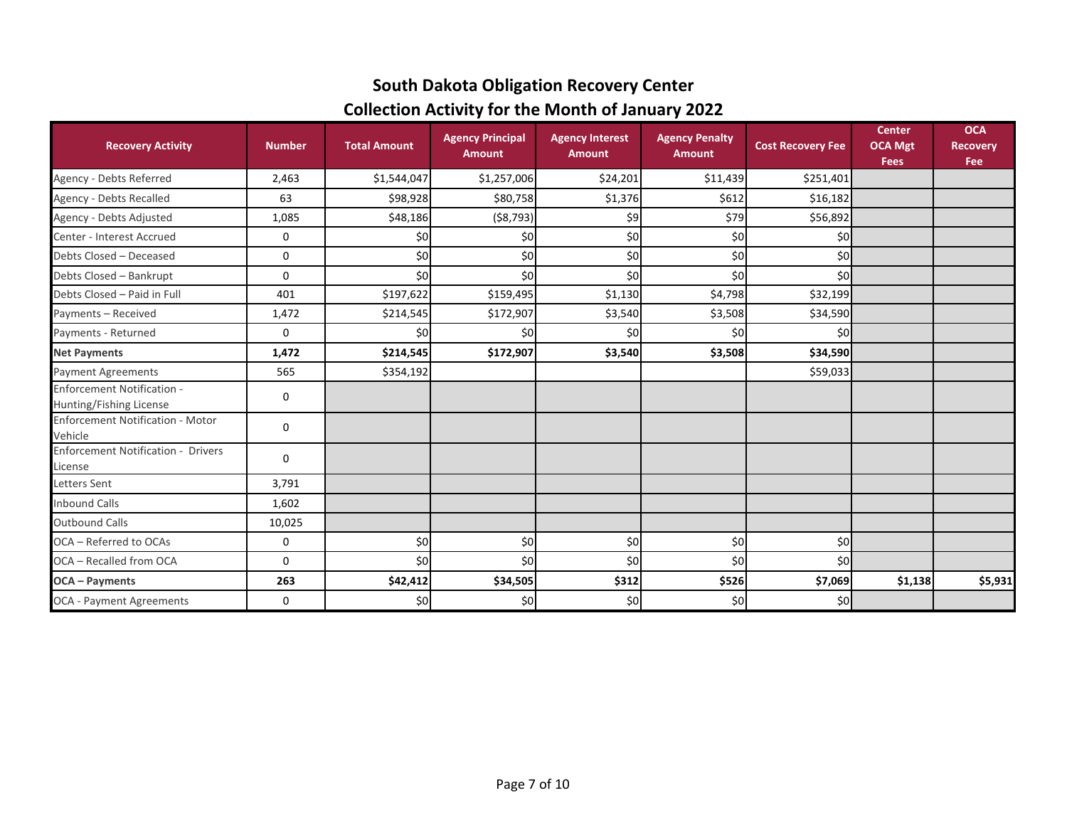## South Dakota Obligation Recovery Center
## Collection Activity for the Month of January 2022

| Recovery Activity | Number | Total Amount | Agency Principal Amount | Agency Interest Amount | Agency Penalty Amount | Cost Recovery Fee | Center OCA Mgt Fees | OCA Recovery Fee |
|---|---|---|---|---|---|---|---|---|
| Agency - Debts Referred | 2,463 | $1,544,047 | $1,257,006 | $24,201 | $11,439 | $251,401 | | |
| Agency - Debts Recalled | 63 | $98,928 | $80,758 | $1,376 | $612 | $16,182 | | |
| Agency - Debts Adjusted | 1,085 | $48,186 | ($8,793) | $9 | $79 | $56,892 | | |
| Center - Interest Accrued | 0 | $0 | $0 | $0 | $0 | $0 | | |
| Debts Closed – Deceased | 0 | $0 | $0 | $0 | $0 | $0 | | |
| Debts Closed – Bankrupt | 0 | $0 | $0 | $0 | $0 | $0 | | |
| Debts Closed – Paid in Full | 401 | $197,622 | $159,495 | $1,130 | $4,798 | $32,199 | | |
| Payments – Received | 1,472 | $214,545 | $172,907 | $3,540 | $3,508 | $34,590 | | |
| Payments - Returned | 0 | $0 | $0 | $0 | $0 | $0 | | |
| **Net Payments** | **1,472** | **$214,545** | **$172,907** | **$3,540** | **$3,508** | **$34,590** | | |
| Payment Agreements | 565 | $354,192 | | | | $59,033 | | |
| Enforcement Notification - Hunting/Fishing License | 0 | | | | | | | |
| Enforcement Notification - Motor Vehicle | 0 | | | | | | | |
| Enforcement Notification - Drivers License | 0 | | | | | | | |
| Letters Sent | 3,791 | | | | | | | |
| Inbound Calls | 1,602 | | | | | | | |
| Outbound Calls | 10,025 | | | | | | | |
| OCA – Referred to OCAs | 0 | $0 | $0 | $0 | $0 | $0 | | |
| OCA – Recalled from OCA | 0 | $0 | $0 | $0 | $0 | $0 | | |
| **OCA – Payments** | **263** | **$42,412** | **$34,505** | **$312** | **$526** | **$7,069** | **$1,138** | **$5,931** |
| OCA - Payment Agreements | 0 | $0 | $0 | $0 | $0 | $0 | | |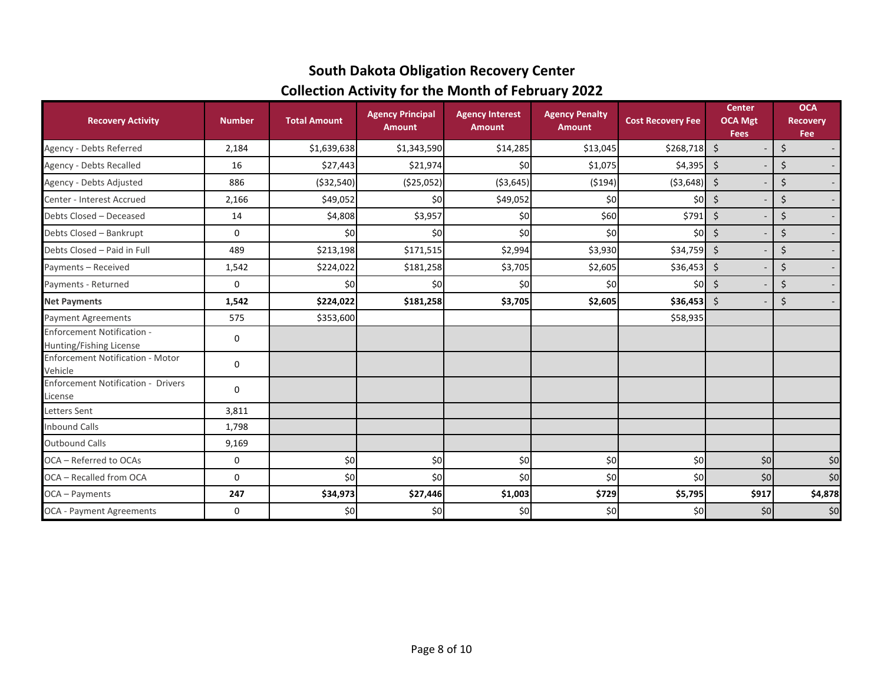# South Dakota Obligation Recovery Center

## Collection Activity for the Month of February 2022

| Recovery Activity | Number | Total Amount | Agency Principal Amount | Agency Interest Amount | Agency Penalty Amount | Cost Recovery Fee | Center OCA Mgt Fees | OCA Recovery Fee |
|---|---|---|---|---|---|---|---|---|
| Agency - Debts Referred | 2,184 | $1,639,638 | $1,343,590 | $14,285 | $13,045 | $268,718 | $ - | $ - |
| Agency - Debts Recalled | 16 | $27,443 | $21,974 | $0 | $1,075 | $4,395 | $ - | $ - |
| Agency - Debts Adjusted | 886 | ($32,540) | ($25,052) | ($3,645) | ($194) | ($3,648) | $ - | $ - |
| Center - Interest Accrued | 2,166 | $49,052 | $0 | $49,052 | $0 | $0 | $ - | $ - |
| Debts Closed – Deceased | 14 | $4,808 | $3,957 | $0 | $60 | $791 | $ - | $ - |
| Debts Closed – Bankrupt | 0 | $0 | $0 | $0 | $0 | $0 | $ - | $ - |
| Debts Closed – Paid in Full | 489 | $213,198 | $171,515 | $2,994 | $3,930 | $34,759 | $ - | $ - |
| Payments – Received | 1,542 | $224,022 | $181,258 | $3,705 | $2,605 | $36,453 | $ - | $ - |
| Payments - Returned | 0 | $0 | $0 | $0 | $0 | $0 | $ - | $ - |
| **Net Payments** | **1,542** | **$224,022** | **$181,258** | **$3,705** | **$2,605** | **$36,453** | $ - | $ - |
| Payment Agreements | 575 | $353,600 | | | | $58,935 | | |
| Enforcement Notification - Hunting/Fishing License | 0 | | | | | | | |
| Enforcement Notification - Motor Vehicle | 0 | | | | | | | |
| Enforcement Notification - Drivers License | 0 | | | | | | | |
| Letters Sent | 3,811 | | | | | | | |
| Inbound Calls | 1,798 | | | | | | | |
| Outbound Calls | 9,169 | | | | | | | |
| OCA – Referred to OCAs | 0 | $0 | $0 | $0 | $0 | $0 | $0 | $0 |
| OCA – Recalled from OCA | 0 | $0 | $0 | $0 | $0 | $0 | $0 | $0 |
| OCA – Payments | **247** | **$34,973** | **$27,446** | **$1,003** | **$729** | **$5,795** | **$917** | **$4,878** |
| OCA - Payment Agreements | 0 | $0 | $0 | $0 | $0 | $0 | $0 | $0 |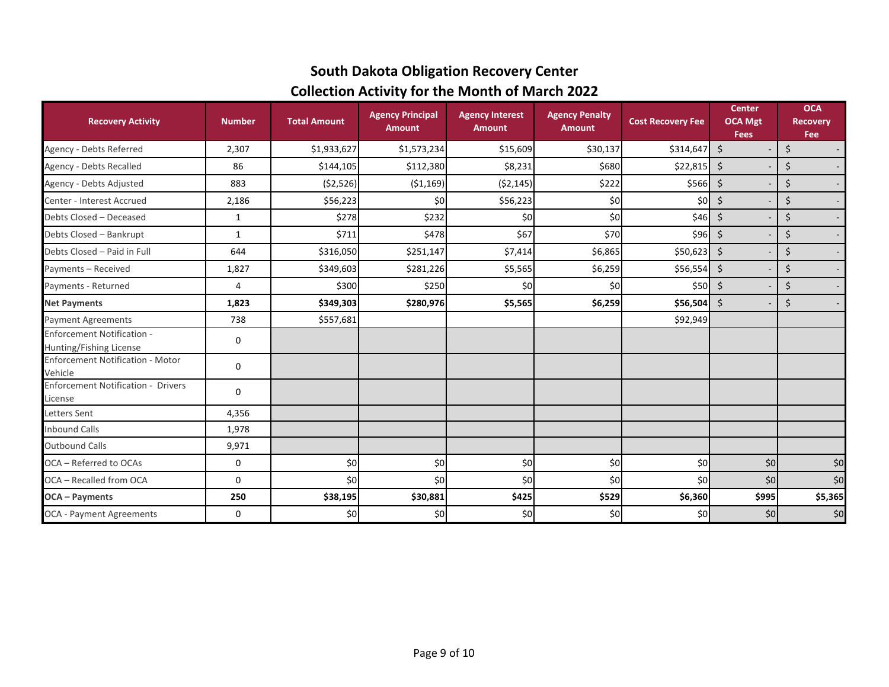# South Dakota Obligation Recovery Center
## Collection Activity for the Month of March 2022

| Recovery Activity | Number | Total Amount | Agency Principal Amount | Agency Interest Amount | Agency Penalty Amount | Cost Recovery Fee | Center OCA Mgt Fees | OCA Recovery Fee |
|---|---|---|---|---|---|---|---|---|
| Agency - Debts Referred | 2,307 | $1,933,627 | $1,573,234 | $15,609 | $30,137 | $314,647 | $ - | $ - |
| Agency - Debts Recalled | 86 | $144,105 | $112,380 | $8,231 | $680 | $22,815 | $ - | $ - |
| Agency - Debts Adjusted | 883 | ($2,526) | ($1,169) | ($2,145) | $222 | $566 | $ - | $ - |
| Center - Interest Accrued | 2,186 | $56,223 | $0 | $56,223 | $0 | $0 | $ - | $ - |
| Debts Closed – Deceased | 1 | $278 | $232 | $0 | $0 | $46 | $ - | $ - |
| Debts Closed – Bankrupt | 1 | $711 | $478 | $67 | $70 | $96 | $ - | $ - |
| Debts Closed – Paid in Full | 644 | $316,050 | $251,147 | $7,414 | $6,865 | $50,623 | $ - | $ - |
| Payments – Received | 1,827 | $349,603 | $281,226 | $5,565 | $6,259 | $56,554 | $ - | $ - |
| Payments - Returned | 4 | $300 | $250 | $0 | $0 | $50 | $ - | $ - |
| **Net Payments** | **1,823** | **$349,303** | **$280,976** | **$5,565** | **$6,259** | **$56,504** | $ - | $ - |
| Payment Agreements | 738 | $557,681 | | | | $92,949 | | |
| Enforcement Notification - Hunting/Fishing License | 0 | | | | | | | |
| Enforcement Notification - Motor Vehicle | 0 | | | | | | | |
| Enforcement Notification - Drivers License | 0 | | | | | | | |
| Letters Sent | 4,356 | | | | | | | |
| Inbound Calls | 1,978 | | | | | | | |
| Outbound Calls | 9,971 | | | | | | | |
| OCA – Referred to OCAs | 0 | $0 | $0 | $0 | $0 | $0 | $0 | $0 |
| OCA – Recalled from OCA | 0 | $0 | $0 | $0 | $0 | $0 | $0 | $0 |
| **OCA – Payments** | **250** | **$38,195** | **$30,881** | **$425** | **$529** | **$6,360** | **$995** | **$5,365** |
| OCA - Payment Agreements | 0 | $0 | $0 | $0 | $0 | $0 | $0 | $0 |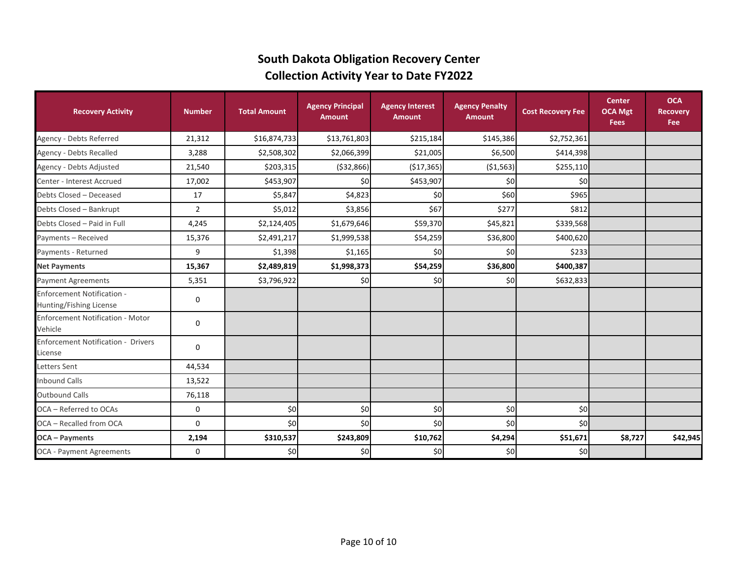# South Dakota Obligation Recovery Center
## Collection Activity Year to Date FY2022

| Recovery Activity | Number | Total Amount | Agency Principal Amount | Agency Interest Amount | Agency Penalty Amount | Cost Recovery Fee | Center OCA Mgt Fees | OCA Recovery Fee |
|---|---|---|---|---|---|---|---|---|
| Agency - Debts Referred | 21,312 | $16,874,733 | $13,761,803 | $215,184 | $145,386 | $2,752,361 | | |
| Agency - Debts Recalled | 3,288 | $2,508,302 | $2,066,399 | $21,005 | $6,500 | $414,398 | | |
| Agency - Debts Adjusted | 21,540 | $203,315 | ($32,866) | ($17,365) | ($1,563) | $255,110 | | |
| Center - Interest Accrued | 17,002 | $453,907 | $0 | $453,907 | $0 | $0 | | |
| Debts Closed – Deceased | 17 | $5,847 | $4,823 | $0 | $60 | $965 | | |
| Debts Closed – Bankrupt | 2 | $5,012 | $3,856 | $67 | $277 | $812 | | |
| Debts Closed – Paid in Full | 4,245 | $2,124,405 | $1,679,646 | $59,370 | $45,821 | $339,568 | | |
| Payments – Received | 15,376 | $2,491,217 | $1,999,538 | $54,259 | $36,800 | $400,620 | | |
| Payments - Returned | 9 | $1,398 | $1,165 | $0 | $0 | $233 | | |
| **Net Payments** | **15,367** | **$2,489,819** | **$1,998,373** | **$54,259** | **$36,800** | **$400,387** | | |
| Payment Agreements | 5,351 | $3,796,922 | $0 | $0 | $0 | $632,833 | | |
| Enforcement Notification - Hunting/Fishing License | 0 | | | | | | | |
| Enforcement Notification - Motor Vehicle | 0 | | | | | | | |
| Enforcement Notification - Drivers License | 0 | | | | | | | |
| Letters Sent | 44,534 | | | | | | | |
| Inbound Calls | 13,522 | | | | | | | |
| Outbound Calls | 76,118 | | | | | | | |
| OCA – Referred to OCAs | 0 | $0 | $0 | $0 | $0 | $0 | | |
| OCA – Recalled from OCA | 0 | $0 | $0 | $0 | $0 | $0 | | |
| **OCA – Payments** | **2,194** | **$310,537** | **$243,809** | **$10,762** | **$4,294** | **$51,671** | **$8,727** | **$42,945** |
| OCA - Payment Agreements | 0 | $0 | $0 | $0 | $0 | $0 | | |